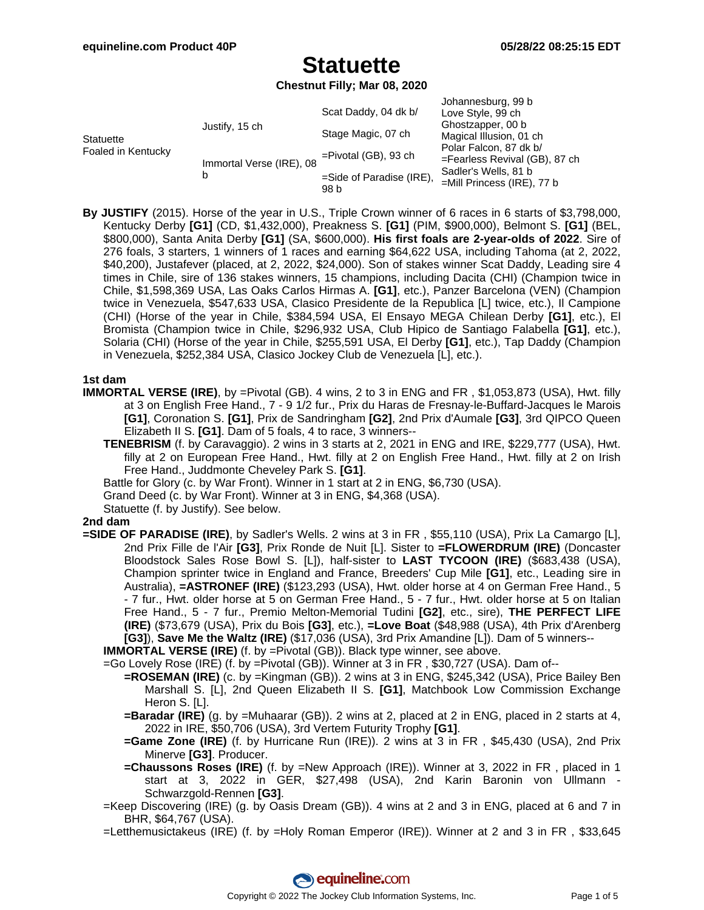# Statuette

**Chestnut Filly; Mar 08, 2020**

| | | | |
|---|---|---|---|
| Statuette<br>Foaled in Kentucky | Justify, 15 ch | Scat Daddy, 04 dk b/ | Johannesburg, 99 b<br>Love Style, 99 ch |
| | | Stage Magic, 07 ch | Ghostzapper, 00 b<br>Magical Illusion, 01 ch |
| | Immortal Verse (IRE), 08 b | =Pivotal (GB), 93 ch | Polar Falcon, 87 dk b/<br>=Fearless Revival (GB), 87 ch |
| | | =Side of Paradise (IRE), 98 b | Sadler's Wells, 81 b<br>=Mill Princess (IRE), 77 b |

**By JUSTIFY** (2015). Horse of the year in U.S., Triple Crown winner of 6 races in 6 starts of $3,798,000, Kentucky Derby **[G1]** (CD, $1,432,000), Preakness S. **[G1]** (PIM, $900,000), Belmont S. **[G1]** (BEL, $800,000), Santa Anita Derby **[G1]** (SA, $600,000). **His first foals are 2-year-olds of 2022**. Sire of 276 foals, 3 starters, 1 winners of 1 races and earning $64,622 USA, including Tahoma (at 2, 2022, $40,200), Justafever (placed, at 2, 2022, $24,000). Son of stakes winner Scat Daddy, Leading sire 4 times in Chile, sire of 136 stakes winners, 15 champions, including Dacita (CHI) (Champion twice in Chile, $1,598,369 USA, Las Oaks Carlos Hirmas A. **[G1]**, etc.), Panzer Barcelona (VEN) (Champion twice in Venezuela, $547,633 USA, Clasico Presidente de la Republica [L] twice, etc.), Il Campione (CHI) (Horse of the year in Chile, $384,594 USA, El Ensayo MEGA Chilean Derby **[G1]**, etc.), El Bromista (Champion twice in Chile, $296,932 USA, Club Hipico de Santiago Falabella **[G1]**, etc.), Solaria (CHI) (Horse of the year in Chile, $255,591 USA, El Derby **[G1]**, etc.), Tap Daddy (Champion in Venezuela, $252,384 USA, Clasico Jockey Club de Venezuela [L], etc.).

## 1st dam

**IMMORTAL VERSE (IRE)**, by =Pivotal (GB). 4 wins, 2 to 3 in ENG and FR , $1,053,873 (USA), Hwt. filly at 3 on English Free Hand., 7 - 9 1/2 fur., Prix du Haras de Fresnay-le-Buffard-Jacques le Marois **[G1]**, Coronation S. **[G1]**, Prix de Sandringham **[G2]**, 2nd Prix d'Aumale **[G3]**, 3rd QIPCO Queen Elizabeth II S. **[G1]**. Dam of 5 foals, 4 to race, 3 winners--

- **TENEBRISM** (f. by Caravaggio). 2 wins in 3 starts at 2, 2021 in ENG and IRE, $229,777 (USA), Hwt. filly at 2 on European Free Hand., Hwt. filly at 2 on English Free Hand., Hwt. filly at 2 on Irish Free Hand., Juddmonte Cheveley Park S. **[G1]**.
- Battle for Glory (c. by War Front). Winner in 1 start at 2 in ENG, $6,730 (USA).
- Grand Deed (c. by War Front). Winner at 3 in ENG, $4,368 (USA).
- Statuette (f. by Justify). See below.

## 2nd dam

**=SIDE OF PARADISE (IRE)**, by Sadler's Wells. 2 wins at 3 in FR , $55,110 (USA), Prix La Camargo [L], 2nd Prix Fille de l'Air **[G3]**, Prix Ronde de Nuit [L]. Sister to **=FLOWERDRUM (IRE)** (Doncaster Bloodstock Sales Rose Bowl S. [L]), half-sister to **LAST TYCOON (IRE)** ($683,438 (USA), Champion sprinter twice in England and France, Breeders' Cup Mile **[G1]**, etc., Leading sire in Australia), **=ASTRONEF (IRE)** ($123,293 (USA), Hwt. older horse at 4 on German Free Hand., 5 - 7 fur., Hwt. older horse at 5 on German Free Hand., 5 - 7 fur., Hwt. older horse at 5 on Italian Free Hand., 5 - 7 fur., Premio Melton-Memorial Tudini **[G2]**, etc., sire), **THE PERFECT LIFE (IRE)** ($73,679 (USA), Prix du Bois **[G3]**, etc.), **=Love Boat** ($48,988 (USA), 4th Prix d'Arenberg **[G3]**), **Save Me the Waltz (IRE)** ($17,036 (USA), 3rd Prix Amandine [L]). Dam of 5 winners--

- **IMMORTAL VERSE (IRE)** (f. by =Pivotal (GB)). Black type winner, see above.
- =Go Lovely Rose (IRE) (f. by =Pivotal (GB)). Winner at 3 in FR , $30,727 (USA). Dam of--
  - **=ROSEMAN (IRE)** (c. by =Kingman (GB)). 2 wins at 3 in ENG, $245,342 (USA), Price Bailey Ben Marshall S. [L], 2nd Queen Elizabeth II S. **[G1]**, Matchbook Low Commission Exchange Heron S. [L].
  - **=Baradar (IRE)** (g. by =Muhaarar (GB)). 2 wins at 2, placed at 2 in ENG, placed in 2 starts at 4, 2022 in IRE, $50,706 (USA), 3rd Vertem Futurity Trophy **[G1]**.
  - **=Game Zone (IRE)** (f. by Hurricane Run (IRE)). 2 wins at 3 in FR , $45,430 (USA), 2nd Prix Minerve **[G3]**. Producer.
  - **=Chaussons Roses (IRE)** (f. by =New Approach (IRE)). Winner at 3, 2022 in FR , placed in 1 start at 3, 2022 in GER, $27,498 (USA), 2nd Karin Baronin von Ullmann - Schwarzgold-Rennen **[G3]**.
- =Keep Discovering (IRE) (g. by Oasis Dream (GB)). 4 wins at 2 and 3 in ENG, placed at 6 and 7 in BHR, $64,767 (USA).
- =Letthemusictakeus (IRE) (f. by =Holy Roman Emperor (IRE)). Winner at 2 and 3 in FR , $33,645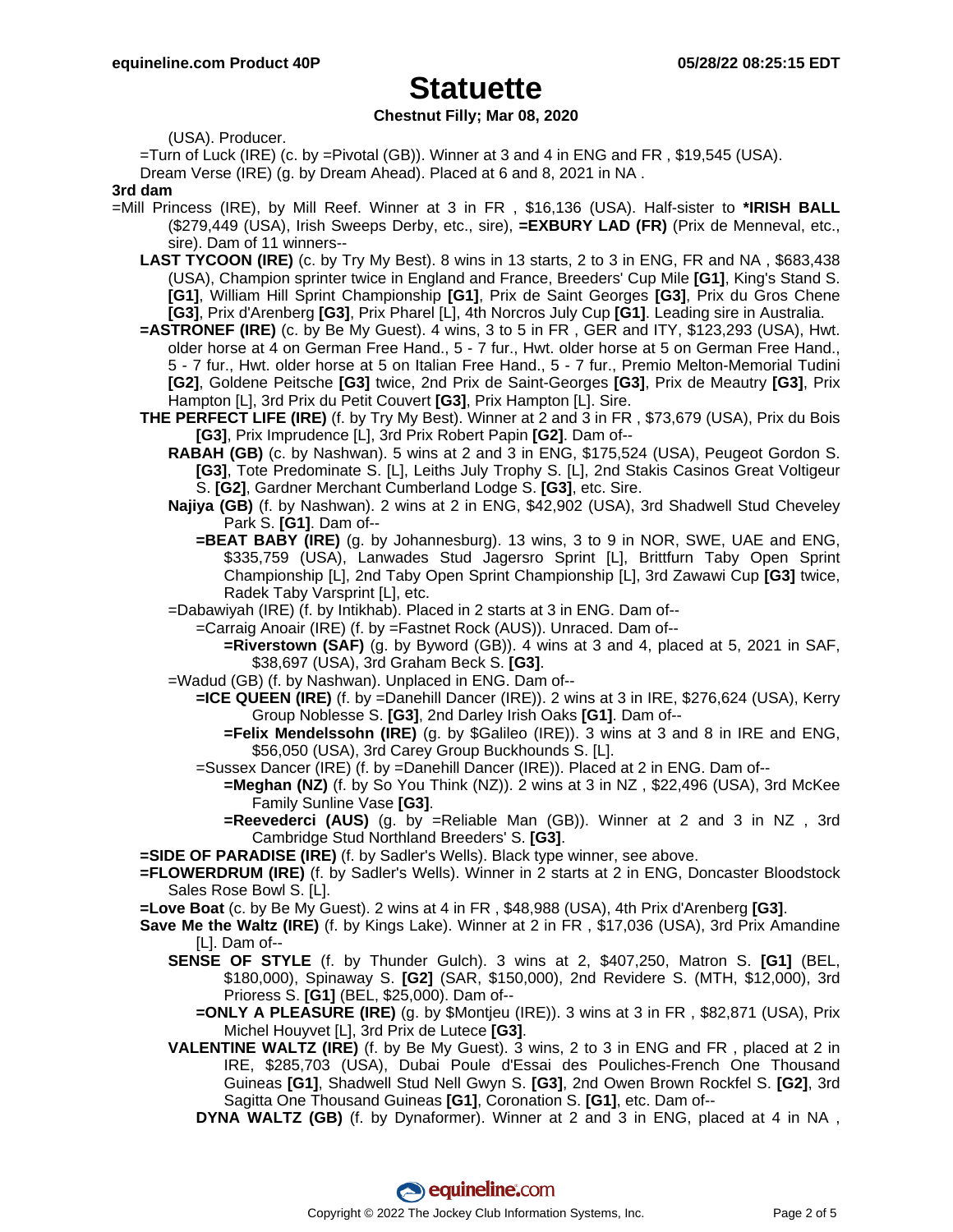# Statuette

**Chestnut Filly; Mar 08, 2020**

(USA). Producer.

=Turn of Luck (IRE) (c. by =Pivotal (GB)). Winner at 3 and 4 in ENG and FR , $19,545 (USA).

Dream Verse (IRE) (g. by Dream Ahead). Placed at 6 and 8, 2021 in NA .

**3rd dam**

=Mill Princess (IRE), by Mill Reef. Winner at 3 in FR , $16,136 (USA). Half-sister to ***IRISH BALL** ($279,449 (USA), Irish Sweeps Derby, etc., sire), **=EXBURY LAD (FR)** (Prix de Menneval, etc., sire). Dam of 11 winners--

**LAST TYCOON (IRE)** (c. by Try My Best). 8 wins in 13 starts, 2 to 3 in ENG, FR and NA , $683,438 (USA), Champion sprinter twice in England and France, Breeders' Cup Mile **[G1]**, King's Stand S. **[G1]**, William Hill Sprint Championship **[G1]**, Prix de Saint Georges **[G3]**, Prix du Gros Chene **[G3]**, Prix d'Arenberg **[G3]**, Prix Pharel [L], 4th Norcros July Cup **[G1]**. Leading sire in Australia.

**=ASTRONEF (IRE)** (c. by Be My Guest). 4 wins, 3 to 5 in FR , GER and ITY, $123,293 (USA), Hwt. older horse at 4 on German Free Hand., 5 - 7 fur., Hwt. older horse at 5 on German Free Hand., 5 - 7 fur., Hwt. older horse at 5 on Italian Free Hand., 5 - 7 fur., Premio Melton-Memorial Tudini **[G2]**, Goldene Peitsche **[G3]** twice, 2nd Prix de Saint-Georges **[G3]**, Prix de Meautry **[G3]**, Prix Hampton [L], 3rd Prix du Petit Couvert **[G3]**, Prix Hampton [L]. Sire.

**THE PERFECT LIFE (IRE)** (f. by Try My Best). Winner at 2 and 3 in FR , $73,679 (USA), Prix du Bois **[G3]**, Prix Imprudence [L], 3rd Prix Robert Papin **[G2]**. Dam of--

**RABAH (GB)** (c. by Nashwan). 5 wins at 2 and 3 in ENG, $175,524 (USA), Peugeot Gordon S. **[G3]**, Tote Predominate S. [L], Leiths July Trophy S. [L], 2nd Stakis Casinos Great Voltigeur S. **[G2]**, Gardner Merchant Cumberland Lodge S. **[G3]**, etc. Sire.

**Najiya (GB)** (f. by Nashwan). 2 wins at 2 in ENG, $42,902 (USA), 3rd Shadwell Stud Cheveley Park S. **[G1]**. Dam of--

**=BEAT BABY (IRE)** (g. by Johannesburg). 13 wins, 3 to 9 in NOR, SWE, UAE and ENG, $335,759 (USA), Lanwades Stud Jagersro Sprint [L], Brittfurn Taby Open Sprint Championship [L], 2nd Taby Open Sprint Championship [L], 3rd Zawawi Cup **[G3]** twice, Radek Taby Varsprint [L], etc.

=Dabawiyah (IRE) (f. by Intikhab). Placed in 2 starts at 3 in ENG. Dam of--

=Carraig Anoair (IRE) (f. by =Fastnet Rock (AUS)). Unraced. Dam of--

**=Riverstown (SAF)** (g. by Byword (GB)). 4 wins at 3 and 4, placed at 5, 2021 in SAF, $38,697 (USA), 3rd Graham Beck S. **[G3]**.

=Wadud (GB) (f. by Nashwan). Unplaced in ENG. Dam of--

**=ICE QUEEN (IRE)** (f. by =Danehill Dancer (IRE)). 2 wins at 3 in IRE, $276,624 (USA), Kerry Group Noblesse S. **[G3]**, 2nd Darley Irish Oaks **[G1]**. Dam of--

**=Felix Mendelssohn (IRE)** (g. by $Galileo (IRE)). 3 wins at 3 and 8 in IRE and ENG, $56,050 (USA), 3rd Carey Group Buckhounds S. [L].

=Sussex Dancer (IRE) (f. by =Danehill Dancer (IRE)). Placed at 2 in ENG. Dam of--

**=Meghan (NZ)** (f. by So You Think (NZ)). 2 wins at 3 in NZ , $22,496 (USA), 3rd McKee Family Sunline Vase **[G3]**.

**=Reevederci (AUS)** (g. by =Reliable Man (GB)). Winner at 2 and 3 in NZ , 3rd Cambridge Stud Northland Breeders' S. **[G3]**.

**=SIDE OF PARADISE (IRE)** (f. by Sadler's Wells). Black type winner, see above.

**=FLOWERDRUM (IRE)** (f. by Sadler's Wells). Winner in 2 starts at 2 in ENG, Doncaster Bloodstock Sales Rose Bowl S. [L].

**=Love Boat** (c. by Be My Guest). 2 wins at 4 in FR , $48,988 (USA), 4th Prix d'Arenberg **[G3]**.

**Save Me the Waltz (IRE)** (f. by Kings Lake). Winner at 2 in FR , $17,036 (USA), 3rd Prix Amandine [L]. Dam of--

**SENSE OF STYLE** (f. by Thunder Gulch). 3 wins at 2, $407,250, Matron S. **[G1]** (BEL, $180,000), Spinaway S. **[G2]** (SAR, $150,000), 2nd Revidere S. (MTH, $12,000), 3rd Prioress S. **[G1]** (BEL, $25,000). Dam of--

**=ONLY A PLEASURE (IRE)** (g. by $Montjeu (IRE)). 3 wins at 3 in FR , $82,871 (USA), Prix Michel Houyvet [L], 3rd Prix de Lutece **[G3]**.

**VALENTINE WALTZ (IRE)** (f. by Be My Guest). 3 wins, 2 to 3 in ENG and FR , placed at 2 in IRE, $285,703 (USA), Dubai Poule d'Essai des Pouliches-French One Thousand Guineas **[G1]**, Shadwell Stud Nell Gwyn S. **[G3]**, 2nd Owen Brown Rockfel S. **[G2]**, 3rd Sagitta One Thousand Guineas **[G1]**, Coronation S. **[G1]**, etc. Dam of--

**DYNA WALTZ (GB)** (f. by Dynaformer). Winner at 2 and 3 in ENG, placed at 4 in NA ,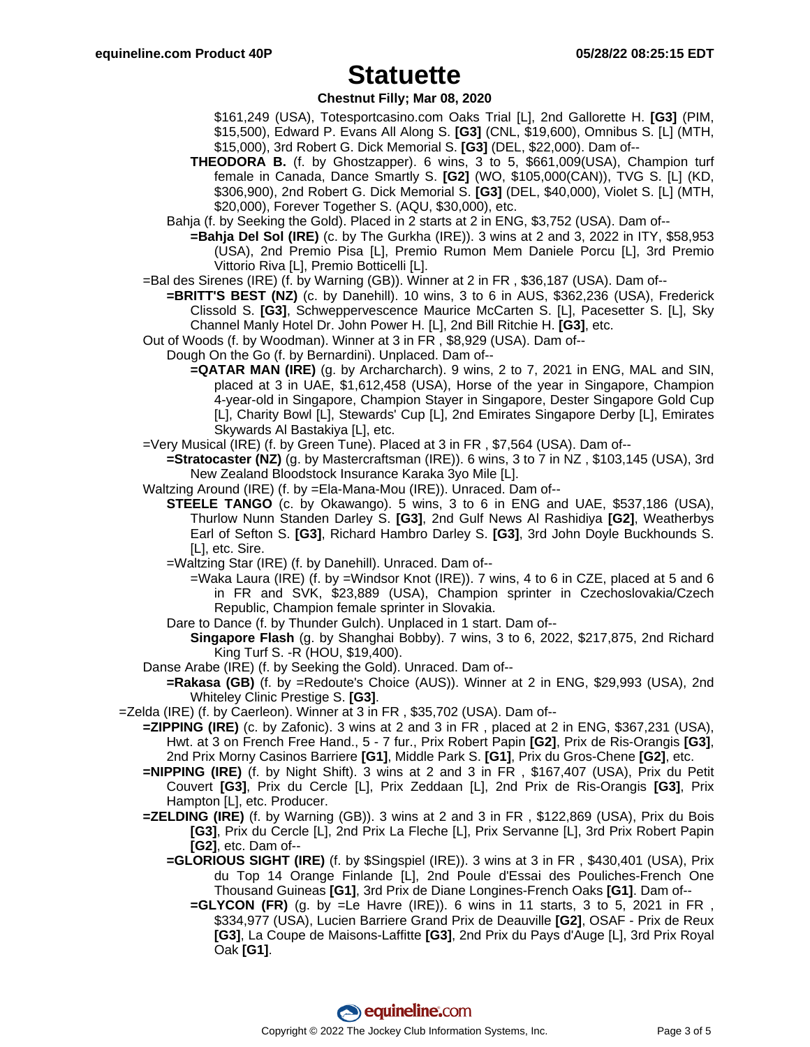# Statuette

**Chestnut Filly; Mar 08, 2020**

$161,249 (USA), Totesportcasino.com Oaks Trial [L], 2nd Gallorette H. **[G3]** (PIM, $15,500), Edward P. Evans All Along S. **[G3]** (CNL, $19,600), Omnibus S. [L] (MTH, $15,000), 3rd Robert G. Dick Memorial S. **[G3]** (DEL, $22,000). Dam of--

**THEODORA B.** (f. by Ghostzapper). 6 wins, 3 to 5, $661,009(USA), Champion turf female in Canada, Dance Smartly S. **[G2]** (WO, $105,000(CAN)), TVG S. [L] (KD, $306,900), 2nd Robert G. Dick Memorial S. **[G3]** (DEL, $40,000), Violet S. [L] (MTH, $20,000), Forever Together S. (AQU, $30,000), etc.

Bahja (f. by Seeking the Gold). Placed in 2 starts at 2 in ENG, $3,752 (USA). Dam of--

**=Bahja Del Sol (IRE)** (c. by The Gurkha (IRE)). 3 wins at 2 and 3, 2022 in ITY, $58,953 (USA), 2nd Premio Pisa [L], Premio Rumon Mem Daniele Porcu [L], 3rd Premio Vittorio Riva [L], Premio Botticelli [L].

=Bal des Sirenes (IRE) (f. by Warning (GB)). Winner at 2 in FR , $36,187 (USA). Dam of--

**=BRITT'S BEST (NZ)** (c. by Danehill). 10 wins, 3 to 6 in AUS, $362,236 (USA), Frederick Clissold S. **[G3]**, Schweppervescence Maurice McCarten S. [L], Pacesetter S. [L], Sky Channel Manly Hotel Dr. John Power H. [L], 2nd Bill Ritchie H. **[G3]**, etc.

Out of Woods (f. by Woodman). Winner at 3 in FR , $8,929 (USA). Dam of--

Dough On the Go (f. by Bernardini). Unplaced. Dam of--

**=QATAR MAN (IRE)** (g. by Archarcharch). 9 wins, 2 to 7, 2021 in ENG, MAL and SIN, placed at 3 in UAE, $1,612,458 (USA), Horse of the year in Singapore, Champion 4-year-old in Singapore, Champion Stayer in Singapore, Dester Singapore Gold Cup [L], Charity Bowl [L], Stewards' Cup [L], 2nd Emirates Singapore Derby [L], Emirates Skywards Al Bastakiya [L], etc.

=Very Musical (IRE) (f. by Green Tune). Placed at 3 in FR , $7,564 (USA). Dam of--

**=Stratocaster (NZ)** (g. by Mastercraftsman (IRE)). 6 wins, 3 to 7 in NZ , $103,145 (USA), 3rd New Zealand Bloodstock Insurance Karaka 3yo Mile [L].

Waltzing Around (IRE) (f. by =Ela-Mana-Mou (IRE)). Unraced. Dam of--

**STEELE TANGO** (c. by Okawango). 5 wins, 3 to 6 in ENG and UAE, $537,186 (USA), Thurlow Nunn Standen Darley S. **[G3]**, 2nd Gulf News Al Rashidiya **[G2]**, Weatherbys Earl of Sefton S. **[G3]**, Richard Hambro Darley S. **[G3]**, 3rd John Doyle Buckhounds S. [L], etc. Sire.

=Waltzing Star (IRE) (f. by Danehill). Unraced. Dam of--

=Waka Laura (IRE) (f. by =Windsor Knot (IRE)). 7 wins, 4 to 6 in CZE, placed at 5 and 6 in FR and SVK, $23,889 (USA), Champion sprinter in Czechoslovakia/Czech Republic, Champion female sprinter in Slovakia.

Dare to Dance (f. by Thunder Gulch). Unplaced in 1 start. Dam of--

**Singapore Flash** (g. by Shanghai Bobby). 7 wins, 3 to 6, 2022, $217,875, 2nd Richard King Turf S. -R (HOU, $19,400).

Danse Arabe (IRE) (f. by Seeking the Gold). Unraced. Dam of--

**=Rakasa (GB)** (f. by =Redoute's Choice (AUS)). Winner at 2 in ENG, $29,993 (USA), 2nd Whiteley Clinic Prestige S. **[G3]**.

=Zelda (IRE) (f. by Caerleon). Winner at 3 in FR , $35,702 (USA). Dam of--

**=ZIPPING (IRE)** (c. by Zafonic). 3 wins at 2 and 3 in FR , placed at 2 in ENG, $367,231 (USA), Hwt. at 3 on French Free Hand., 5 - 7 fur., Prix Robert Papin **[G2]**, Prix de Ris-Orangis **[G3]**, 2nd Prix Morny Casinos Barriere **[G1]**, Middle Park S. **[G1]**, Prix du Gros-Chene **[G2]**, etc.

**=NIPPING (IRE)** (f. by Night Shift). 3 wins at 2 and 3 in FR , $167,407 (USA), Prix du Petit Couvert **[G3]**, Prix du Cercle [L], Prix Zeddaan [L], 2nd Prix de Ris-Orangis **[G3]**, Prix Hampton [L], etc. Producer.

**=ZELDING (IRE)** (f. by Warning (GB)). 3 wins at 2 and 3 in FR , $122,869 (USA), Prix du Bois **[G3]**, Prix du Cercle [L], 2nd Prix La Fleche [L], Prix Servanne [L], 3rd Prix Robert Papin **[G2]**, etc. Dam of--

**=GLORIOUS SIGHT (IRE)** (f. by $Singspiel (IRE)). 3 wins at 3 in FR , $430,401 (USA), Prix du Top 14 Orange Finlande [L], 2nd Poule d'Essai des Pouliches-French One Thousand Guineas **[G1]**, 3rd Prix de Diane Longines-French Oaks **[G1]**. Dam of--

**=GLYCON (FR)** (g. by =Le Havre (IRE)). 6 wins in 11 starts, 3 to 5, 2021 in FR , $334,977 (USA), Lucien Barriere Grand Prix de Deauville **[G2]**, OSAF - Prix de Reux **[G3]**, La Coupe de Maisons-Laffitte **[G3]**, 2nd Prix du Pays d'Auge [L], 3rd Prix Royal Oak **[G1]**.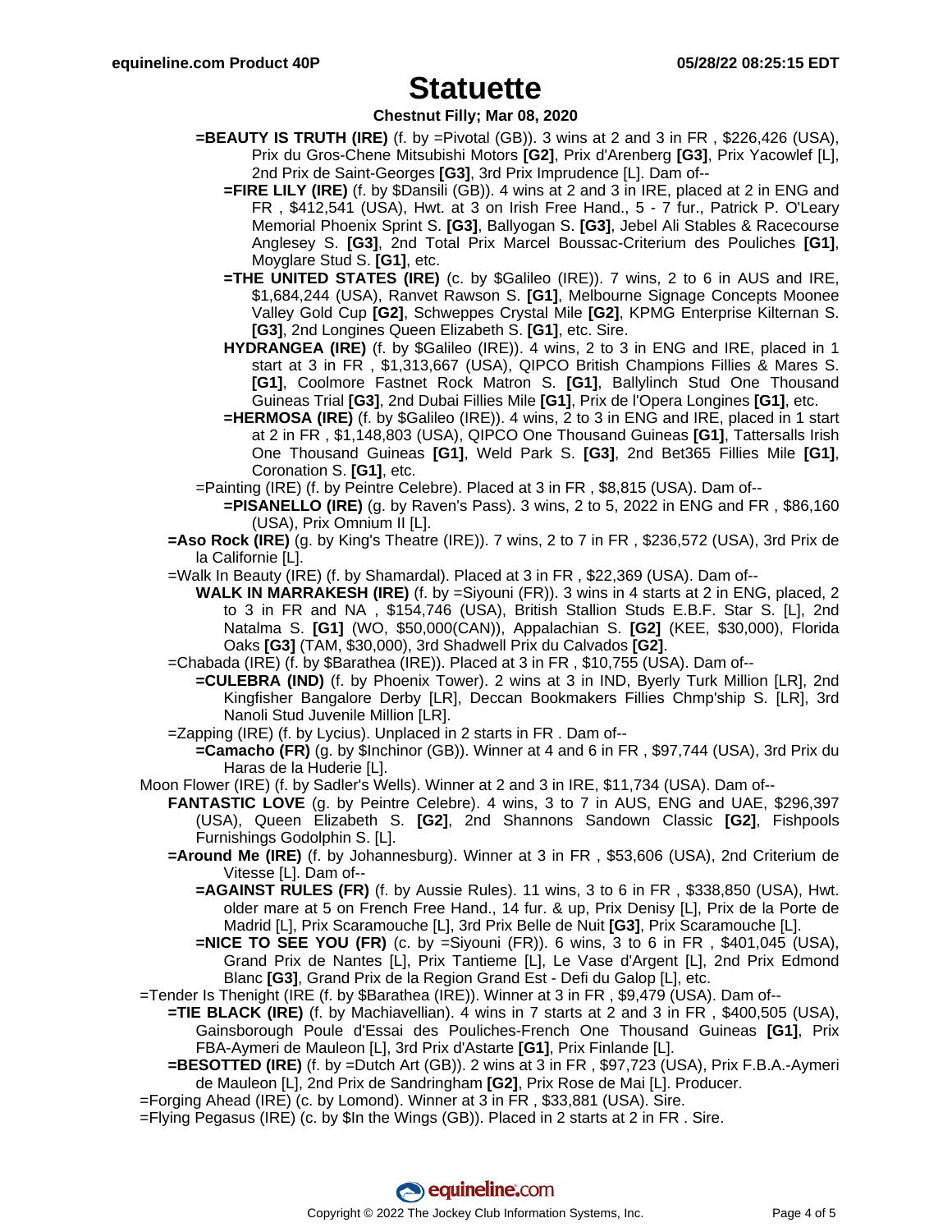# Statuette

**Chestnut Filly; Mar 08, 2020**

**=BEAUTY IS TRUTH (IRE)** (f. by =Pivotal (GB)). 3 wins at 2 and 3 in FR , $226,426 (USA), Prix du Gros-Chene Mitsubishi Motors **[G2]**, Prix d'Arenberg **[G3]**, Prix Yacowlef [L], 2nd Prix de Saint-Georges **[G3]**, 3rd Prix Imprudence [L]. Dam of--

**=FIRE LILY (IRE)** (f. by $Dansili (GB)). 4 wins at 2 and 3 in IRE, placed at 2 in ENG and FR , $412,541 (USA), Hwt. at 3 on Irish Free Hand., 5 - 7 fur., Patrick P. O'Leary Memorial Phoenix Sprint S. **[G3]**, Ballyogan S. **[G3]**, Jebel Ali Stables & Racecourse Anglesey S. **[G3]**, 2nd Total Prix Marcel Boussac-Criterium des Pouliches **[G1]**, Moyglare Stud S. **[G1]**, etc.

**=THE UNITED STATES (IRE)** (c. by $Galileo (IRE)). 7 wins, 2 to 6 in AUS and IRE, $1,684,244 (USA), Ranvet Rawson S. **[G1]**, Melbourne Signage Concepts Moonee Valley Gold Cup **[G2]**, Schweppes Crystal Mile **[G2]**, KPMG Enterprise Kilternan S. **[G3]**, 2nd Longines Queen Elizabeth S. **[G1]**, etc. Sire.

**HYDRANGEA (IRE)** (f. by $Galileo (IRE)). 4 wins, 2 to 3 in ENG and IRE, placed in 1 start at 3 in FR , $1,313,667 (USA), QIPCO British Champions Fillies & Mares S. **[G1]**, Coolmore Fastnet Rock Matron S. **[G1]**, Ballylinch Stud One Thousand Guineas Trial **[G3]**, 2nd Dubai Fillies Mile **[G1]**, Prix de l'Opera Longines **[G1]**, etc.

**=HERMOSA (IRE)** (f. by $Galileo (IRE)). 4 wins, 2 to 3 in ENG and IRE, placed in 1 start at 2 in FR , $1,148,803 (USA), QIPCO One Thousand Guineas **[G1]**, Tattersalls Irish One Thousand Guineas **[G1]**, Weld Park S. **[G3]**, 2nd Bet365 Fillies Mile **[G1]**, Coronation S. **[G1]**, etc.

=Painting (IRE) (f. by Peintre Celebre). Placed at 3 in FR , $8,815 (USA). Dam of--

**=PISANELLO (IRE)** (g. by Raven's Pass). 3 wins, 2 to 5, 2022 in ENG and FR , $86,160 (USA), Prix Omnium II [L].

**=Aso Rock (IRE)** (g. by King's Theatre (IRE)). 7 wins, 2 to 7 in FR , $236,572 (USA), 3rd Prix de la Californie [L].

=Walk In Beauty (IRE) (f. by Shamardal). Placed at 3 in FR , $22,369 (USA). Dam of--

**WALK IN MARRAKESH (IRE)** (f. by =Siyouni (FR)). 3 wins in 4 starts at 2 in ENG, placed, 2 to 3 in FR and NA , $154,746 (USA), British Stallion Studs E.B.F. Star S. [L], 2nd Natalma S. **[G1]** (WO, $50,000(CAN)), Appalachian S. **[G2]** (KEE, $30,000), Florida Oaks **[G3]** (TAM, $30,000), 3rd Shadwell Prix du Calvados **[G2]**.

=Chabada (IRE) (f. by $Barathea (IRE)). Placed at 3 in FR , $10,755 (USA). Dam of--

**=CULEBRA (IND)** (f. by Phoenix Tower). 2 wins at 3 in IND, Byerly Turk Million [LR], 2nd Kingfisher Bangalore Derby [LR], Deccan Bookmakers Fillies Chmp'ship S. [LR], 3rd Nanoli Stud Juvenile Million [LR].

=Zapping (IRE) (f. by Lycius). Unplaced in 2 starts in FR . Dam of--

**=Camacho (FR)** (g. by $Inchinor (GB)). Winner at 4 and 6 in FR , $97,744 (USA), 3rd Prix du Haras de la Huderie [L].

Moon Flower (IRE) (f. by Sadler's Wells). Winner at 2 and 3 in IRE, $11,734 (USA). Dam of--

**FANTASTIC LOVE** (g. by Peintre Celebre). 4 wins, 3 to 7 in AUS, ENG and UAE, $296,397 (USA), Queen Elizabeth S. **[G2]**, 2nd Shannons Sandown Classic **[G2]**, Fishpools Furnishings Godolphin S. [L].

**=Around Me (IRE)** (f. by Johannesburg). Winner at 3 in FR , $53,606 (USA), 2nd Criterium de Vitesse [L]. Dam of--

**=AGAINST RULES (FR)** (f. by Aussie Rules). 11 wins, 3 to 6 in FR , $338,850 (USA), Hwt. older mare at 5 on French Free Hand., 14 fur. & up, Prix Denisy [L], Prix de la Porte de Madrid [L], Prix Scaramouche [L], 3rd Prix Belle de Nuit **[G3]**, Prix Scaramouche [L].

**=NICE TO SEE YOU (FR)** (c. by =Siyouni (FR)). 6 wins, 3 to 6 in FR , $401,045 (USA), Grand Prix de Nantes [L], Prix Tantieme [L], Le Vase d'Argent [L], 2nd Prix Edmond Blanc **[G3]**, Grand Prix de la Region Grand Est - Defi du Galop [L], etc.

=Tender Is Thenight (IRE (f. by $Barathea (IRE)). Winner at 3 in FR , $9,479 (USA). Dam of--

**=TIE BLACK (IRE)** (f. by Machiavellian). 4 wins in 7 starts at 2 and 3 in FR , $400,505 (USA), Gainsborough Poule d'Essai des Pouliches-French One Thousand Guineas **[G1]**, Prix FBA-Aymeri de Mauleon [L], 3rd Prix d'Astarte **[G1]**, Prix Finlande [L].

**=BESOTTED (IRE)** (f. by =Dutch Art (GB)). 2 wins at 3 in FR , $97,723 (USA), Prix F.B.A.-Aymeri de Mauleon [L], 2nd Prix de Sandringham **[G2]**, Prix Rose de Mai [L]. Producer.

=Forging Ahead (IRE) (c. by Lomond). Winner at 3 in FR , $33,881 (USA). Sire.

=Flying Pegasus (IRE) (c. by $In the Wings (GB)). Placed in 2 starts at 2 in FR . Sire.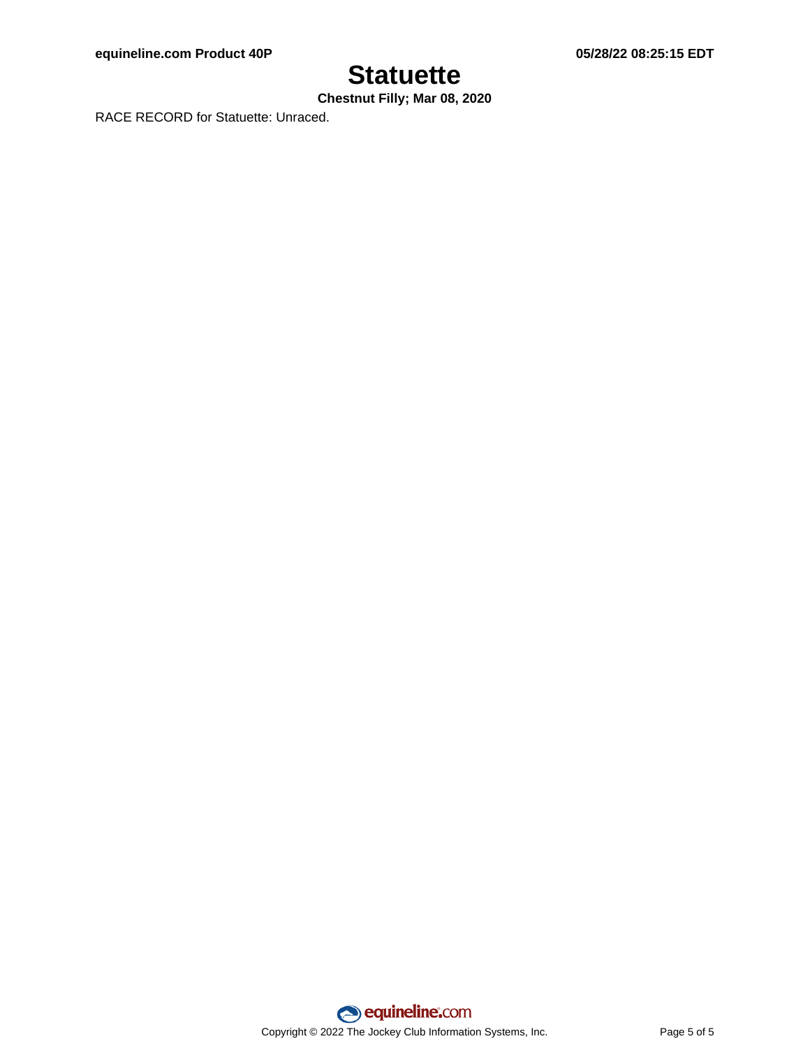# Statuette

**Chestnut Filly; Mar 08, 2020**

RACE RECORD for Statuette: Unraced.